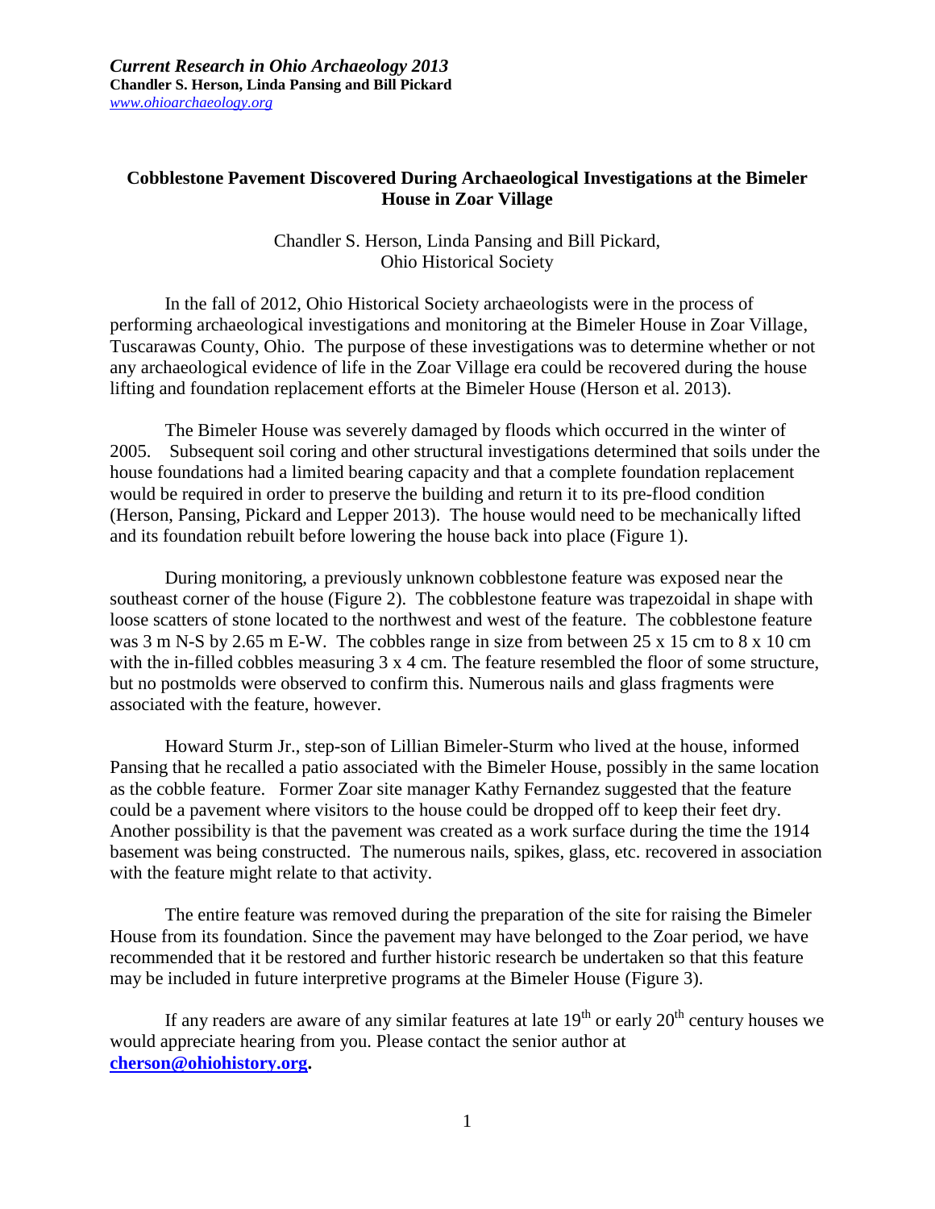# Cobblestone Pavement Discovered During Archaeological Investigations at the Bimeler House in Zoar Village

Chandler S. Herson, Linda Pansing and Bill Pickard,
Ohio Historical Society

In the fall of 2012, Ohio Historical Society archaeologists were in the process of performing archaeological investigations and monitoring at the Bimeler House in Zoar Village, Tuscarawas County, Ohio. The purpose of these investigations was to determine whether or not any archaeological evidence of life in the Zoar Village era could be recovered during the house lifting and foundation replacement efforts at the Bimeler House (Herson et al. 2013).

The Bimeler House was severely damaged by floods which occurred in the winter of 2005. Subsequent soil coring and other structural investigations determined that soils under the house foundations had a limited bearing capacity and that a complete foundation replacement would be required in order to preserve the building and return it to its pre-flood condition (Herson, Pansing, Pickard and Lepper 2013). The house would need to be mechanically lifted and its foundation rebuilt before lowering the house back into place (Figure 1).

During monitoring, a previously unknown cobblestone feature was exposed near the southeast corner of the house (Figure 2). The cobblestone feature was trapezoidal in shape with loose scatters of stone located to the northwest and west of the feature. The cobblestone feature was 3 m N-S by 2.65 m E-W. The cobbles range in size from between 25 x 15 cm to 8 x 10 cm with the in-filled cobbles measuring 3 x 4 cm. The feature resembled the floor of some structure, but no postmolds were observed to confirm this. Numerous nails and glass fragments were associated with the feature, however.

Howard Sturm Jr., step-son of Lillian Bimeler-Sturm who lived at the house, informed Pansing that he recalled a patio associated with the Bimeler House, possibly in the same location as the cobble feature. Former Zoar site manager Kathy Fernandez suggested that the feature could be a pavement where visitors to the house could be dropped off to keep their feet dry. Another possibility is that the pavement was created as a work surface during the time the 1914 basement was being constructed. The numerous nails, spikes, glass, etc. recovered in association with the feature might relate to that activity.

The entire feature was removed during the preparation of the site for raising the Bimeler House from its foundation. Since the pavement may have belonged to the Zoar period, we have recommended that it be restored and further historic research be undertaken so that this feature may be included in future interpretive programs at the Bimeler House (Figure 3).

If any readers are aware of any similar features at late 19th or early 20th century houses we would appreciate hearing from you. Please contact the senior author at **cherson@ohiohistory.org.**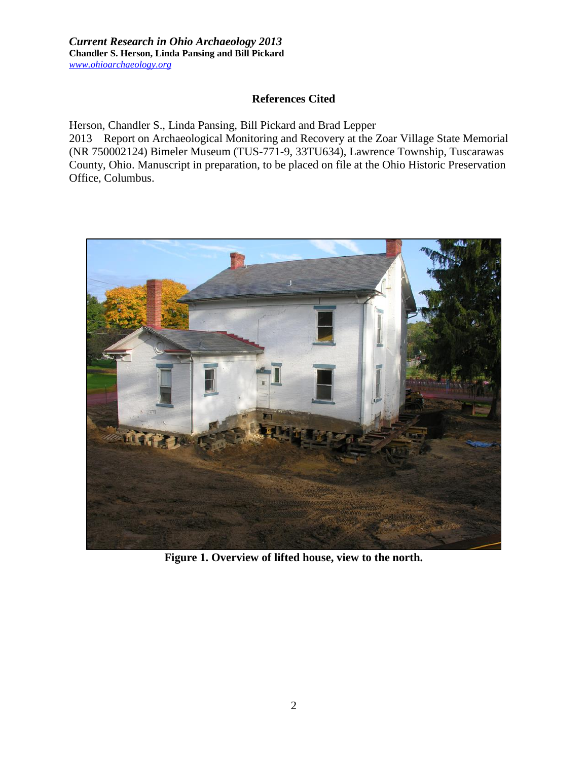## References Cited

Herson, Chandler S., Linda Pansing, Bill Pickard and Brad Lepper
2013 Report on Archaeological Monitoring and Recovery at the Zoar Village State Memorial (NR 750002124) Bimeler Museum (TUS-771-9, 33TU634), Lawrence Township, Tuscarawas County, Ohio. Manuscript in preparation, to be placed on file at the Ohio Historic Preservation Office, Columbus.

**Figure 1. Overview of lifted house, view to the north.**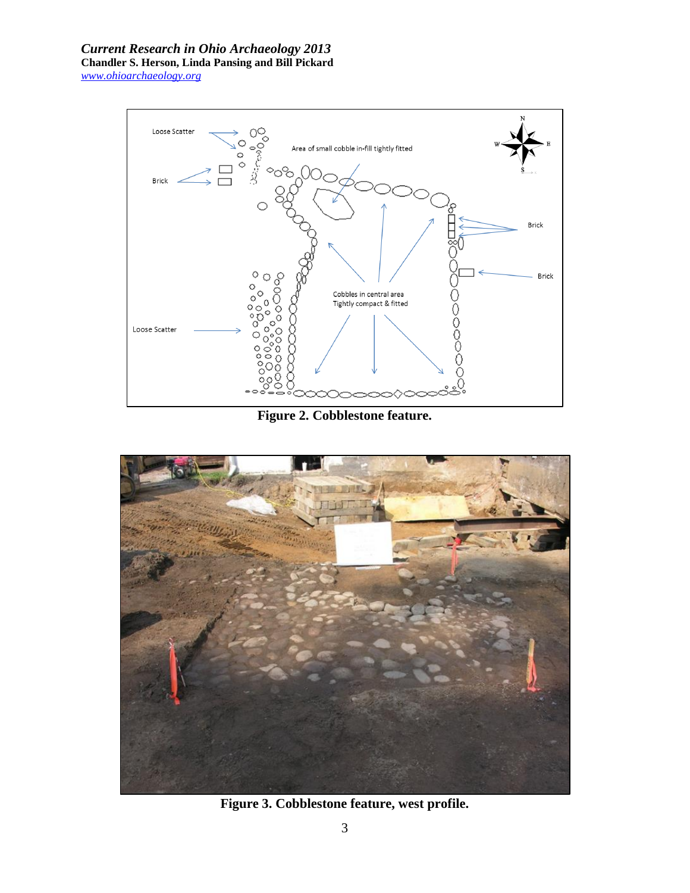Loose Scatter

Brick

Area of small cobble in-fill tightly fitted

N

W

E

S

Brick

Brick

Cobbles in central area
Tightly compact & fitted

Loose Scatter

**Figure 2. Cobblestone feature.**

**Figure 3. Cobblestone feature, west profile.**